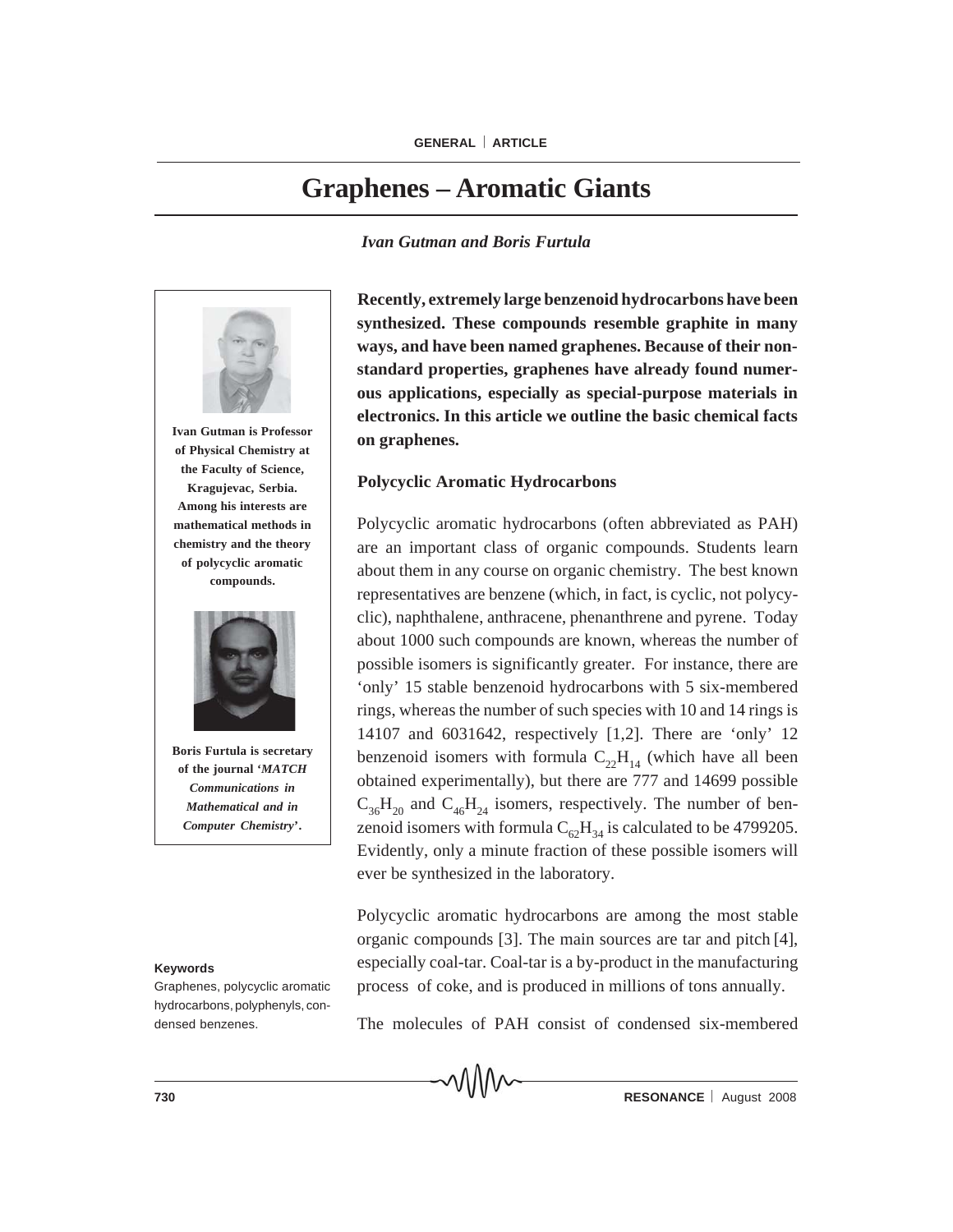# Graphenes – Aromatic Giants

*Ivan Gutman and Boris Furtula*

**Ivan Gutman is Professor of Physical Chemistry at the Faculty of Science, Kragujevac, Serbia. Among his interests are mathematical methods in chemistry and the theory of polycyclic aromatic compounds.**

**Boris Furtula is secretary of the journal '*MATCH Communications in Mathematical and in Computer Chemistry*'.**

**Recently, extremely large benzenoid hydrocarbons have been synthesized. These compounds resemble graphite in many ways, and have been named graphenes. Because of their non-standard properties, graphenes have already found numerous applications, especially as special-purpose materials in electronics. In this article we outline the basic chemical facts on graphenes.**

### Polycyclic Aromatic Hydrocarbons

Polycyclic aromatic hydrocarbons (often abbreviated as PAH) are an important class of organic compounds. Students learn about them in any course on organic chemistry. The best known representatives are benzene (which, in fact, is cyclic, not polycyclic), naphthalene, anthracene, phenanthrene and pyrene. Today about 1000 such compounds are known, whereas the number of possible isomers is significantly greater. For instance, there are 'only' 15 stable benzenoid hydrocarbons with 5 six-membered rings, whereas the number of such species with 10 and 14 rings is 14107 and 6031642, respectively [1,2]. There are 'only' 12 benzenoid isomers with formula $C_{22}H_{14}$ (which have all been obtained experimentally), but there are 777 and 14699 possible $C_{36}H_{20}$ and $C_{46}H_{24}$ isomers, respectively. The number of benzenoid isomers with formula $C_{62}H_{34}$ is calculated to be 4799205. Evidently, only a minute fraction of these possible isomers will ever be synthesized in the laboratory.

Polycyclic aromatic hydrocarbons are among the most stable organic compounds [3]. The main sources are tar and pitch [4], especially coal-tar. Coal-tar is a by-product in the manufacturing process of coke, and is produced in millions of tons annually.

**Keywords**

Graphenes, polycyclic aromatic hydrocarbons, polyphenyls, condensed benzenes.

The molecules of PAH consist of condensed six-membered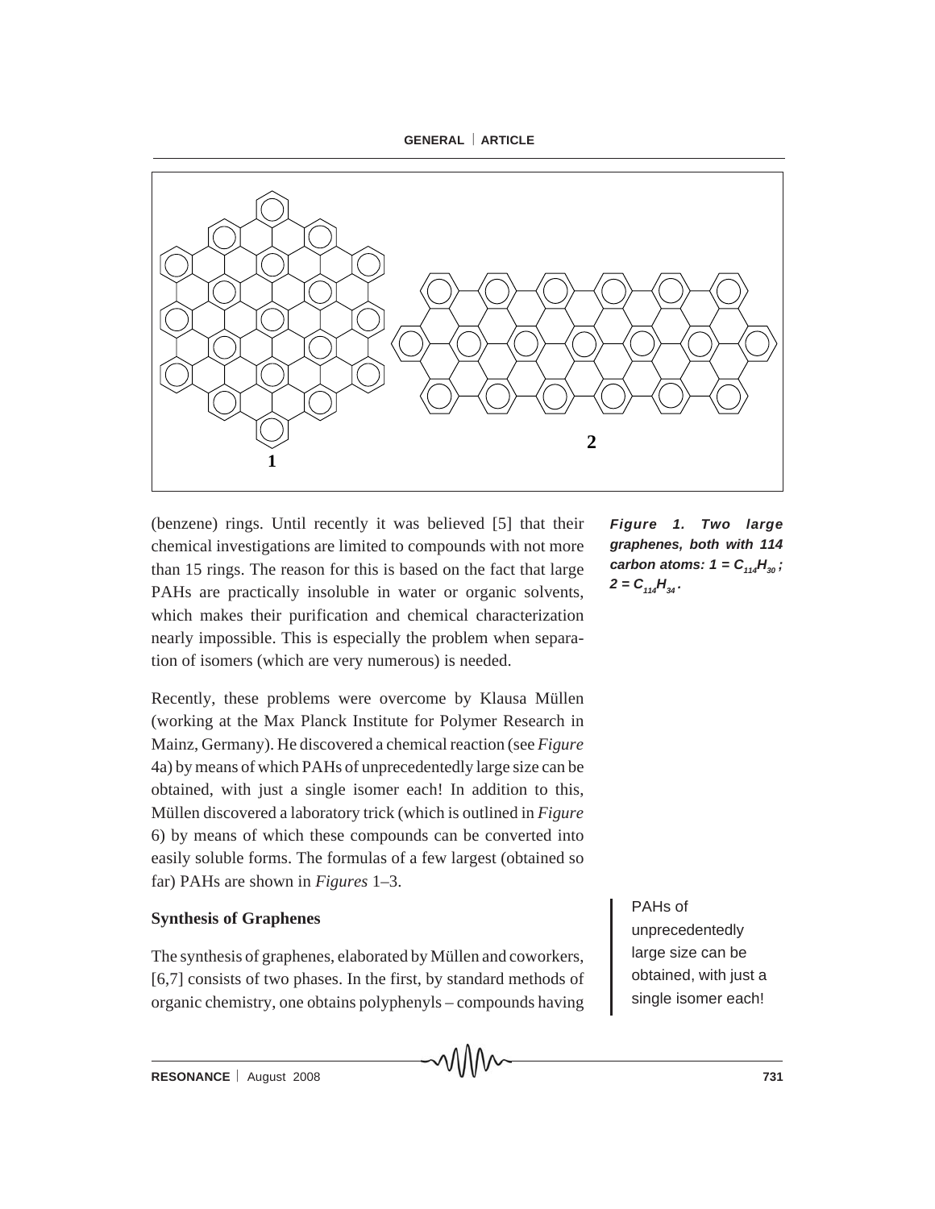Figure 1. Two large graphenes, both with 114 carbon atoms: 1 = $C_{114}H_{30}$ ; 2 = $C_{114}H_{34}$ .

(benzene) rings. Until recently it was believed [5] that their chemical investigations are limited to compounds with not more than 15 rings. The reason for this is based on the fact that large PAHs are practically insoluble in water or organic solvents, which makes their purification and chemical characterization nearly impossible. This is especially the problem when separation of isomers (which are very numerous) is needed.

Recently, these problems were overcome by Klausa Müllen (working at the Max Planck Institute for Polymer Research in Mainz, Germany). He discovered a chemical reaction (see *Figure* 4a) by means of which PAHs of unprecedentedly large size can be obtained, with just a single isomer each! In addition to this, Müllen discovered a laboratory trick (which is outlined in *Figure* 6) by means of which these compounds can be converted into easily soluble forms. The formulas of a few largest (obtained so far) PAHs are shown in *Figures* 1–3.

PAHs of unprecedentedly large size can be obtained, with just a single isomer each!

**Synthesis of Graphenes**

The synthesis of graphenes, elaborated by Müllen and coworkers, [6,7] consists of two phases. In the first, by standard methods of organic chemistry, one obtains polyphenyls – compounds having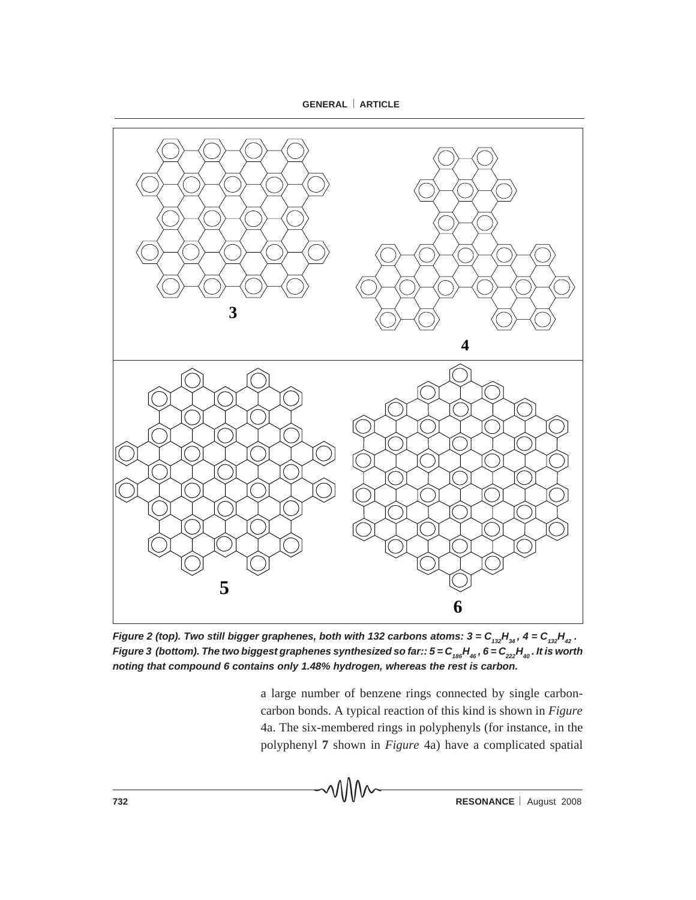**3**

**4**

**5**

**6**

***Figure 2 (top). Two still bigger graphenes, both with 132 carbons atoms: 3 = $C_{132}H_{34}$, 4 = $C_{132}H_{42}$.***
***Figure 3 (bottom). The two biggest graphenes synthesized so far:: 5 = $C_{186}H_{46}$, 6 = $C_{222}H_{40}$. It is worth noting that compound 6 contains only 1.48% hydrogen, whereas the rest is carbon.***

a large number of benzene rings connected by single carbon-carbon bonds. A typical reaction of this kind is shown in *Figure* 4a. The six-membered rings in polyphenyls (for instance, in the polyphenyl **7** shown in *Figure* 4a) have a complicated spatial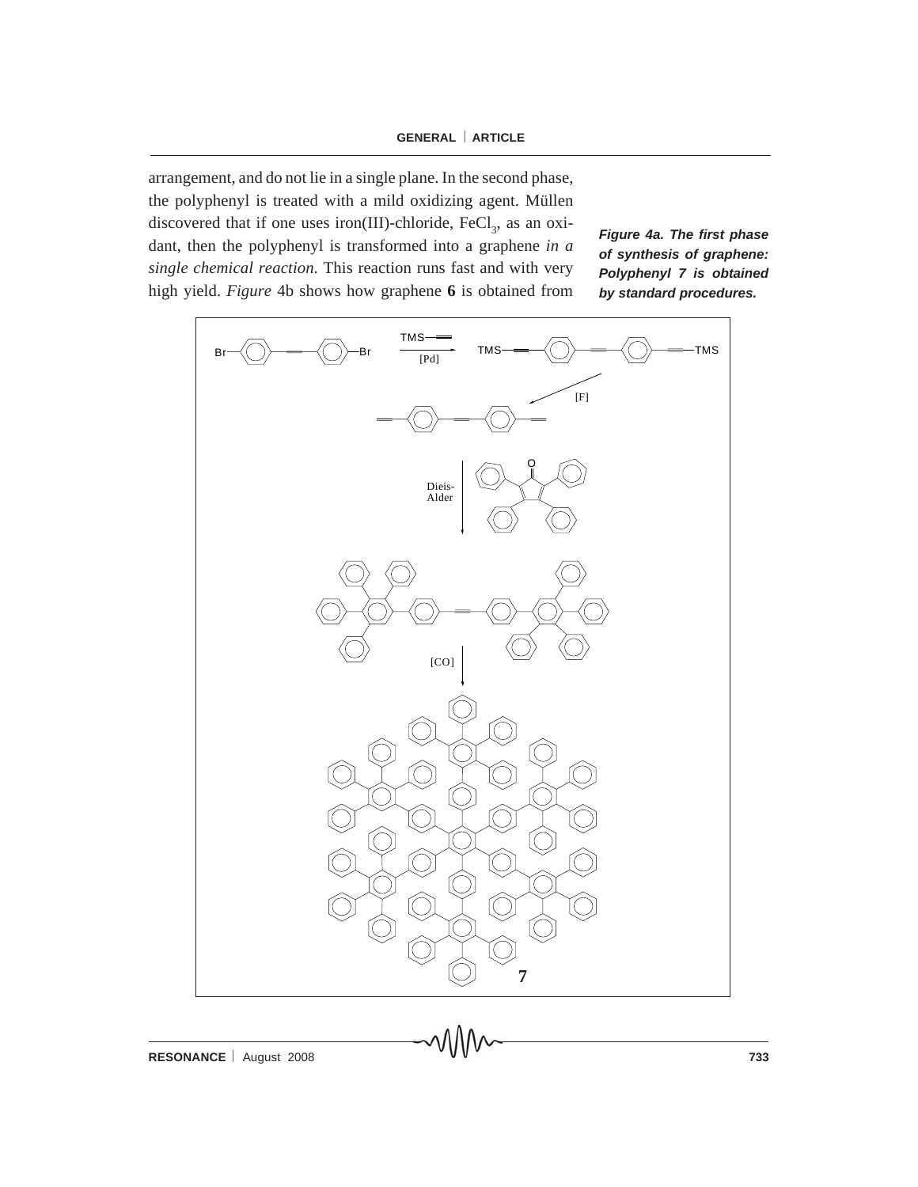arrangement, and do not lie in a single plane. In the second phase, the polyphenyl is treated with a mild oxidizing agent. Müllen discovered that if one uses iron(III)-chloride, $FeCl_3$, as an oxidant, then the polyphenyl is transformed into a graphene *in a single chemical reaction.* This reaction runs fast and with very high yield. *Figure* 4b shows how graphene **6** is obtained from

***Figure 4a. The first phase of synthesis of graphene: Polyphenyl 7 is obtained by standard procedures.***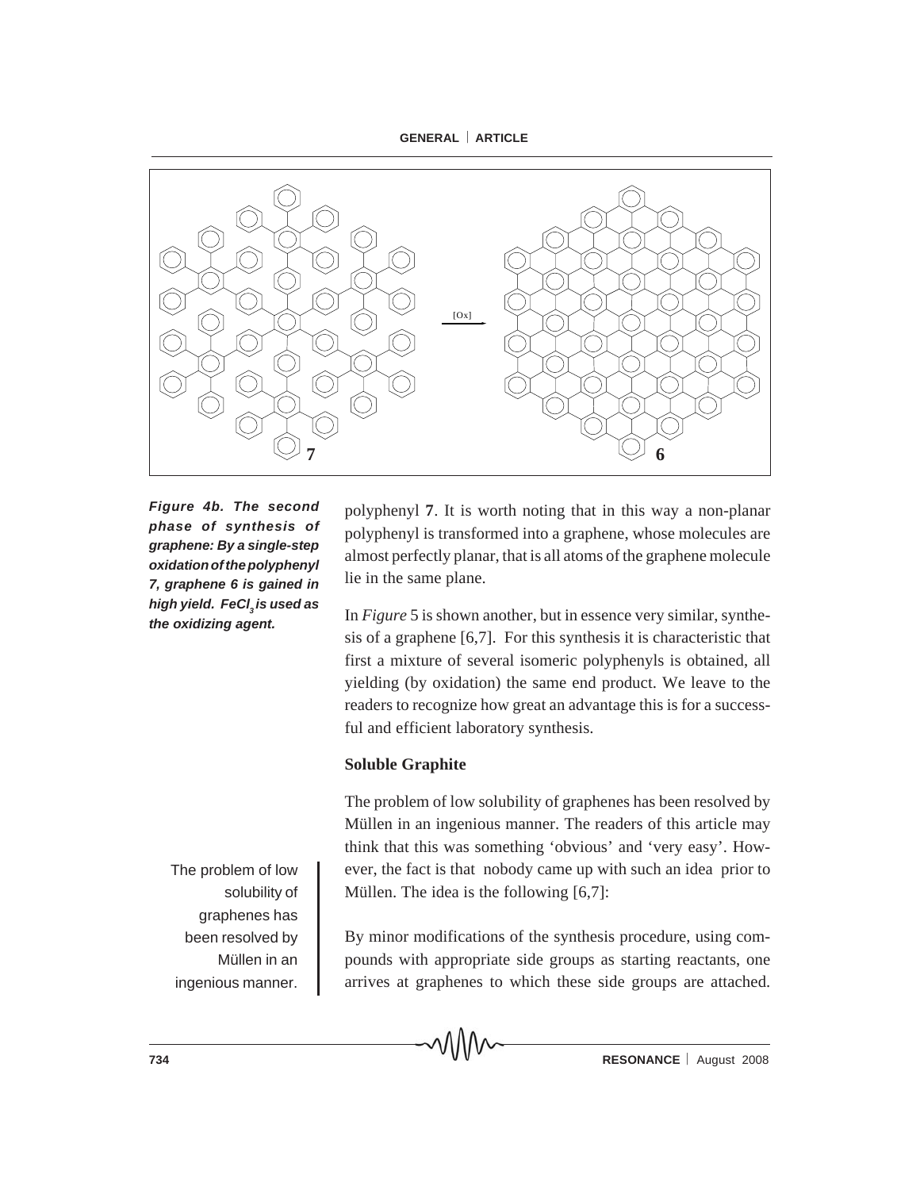*Figure 4b. The second phase of synthesis of graphene: By a single-step oxidation of the polyphenyl 7, graphene 6 is gained in high yield. $FeCl_3$ is used as the oxidizing agent.*

polyphenyl **7**. It is worth noting that in this way a non-planar polyphenyl is transformed into a graphene, whose molecules are almost perfectly planar, that is all atoms of the graphene molecule lie in the same plane.

In *Figure* 5 is shown another, but in essence very similar, synthesis of a graphene [6,7]. For this synthesis it is characteristic that first a mixture of several isomeric polyphenyls is obtained, all yielding (by oxidation) the same end product. We leave to the readers to recognize how great an advantage this is for a successful and efficient laboratory synthesis.

### Soluble Graphite

The problem of low solubility of graphenes has been resolved by Müllen in an ingenious manner. The readers of this article may think that this was something 'obvious' and 'very easy'. However, the fact is that nobody came up with such an idea prior to Müllen. The idea is the following [6,7]:

> The problem of low solubility of graphenes has been resolved by Müllen in an ingenious manner.

By minor modifications of the synthesis procedure, using compounds with appropriate side groups as starting reactants, one arrives at graphenes to which these side groups are attached.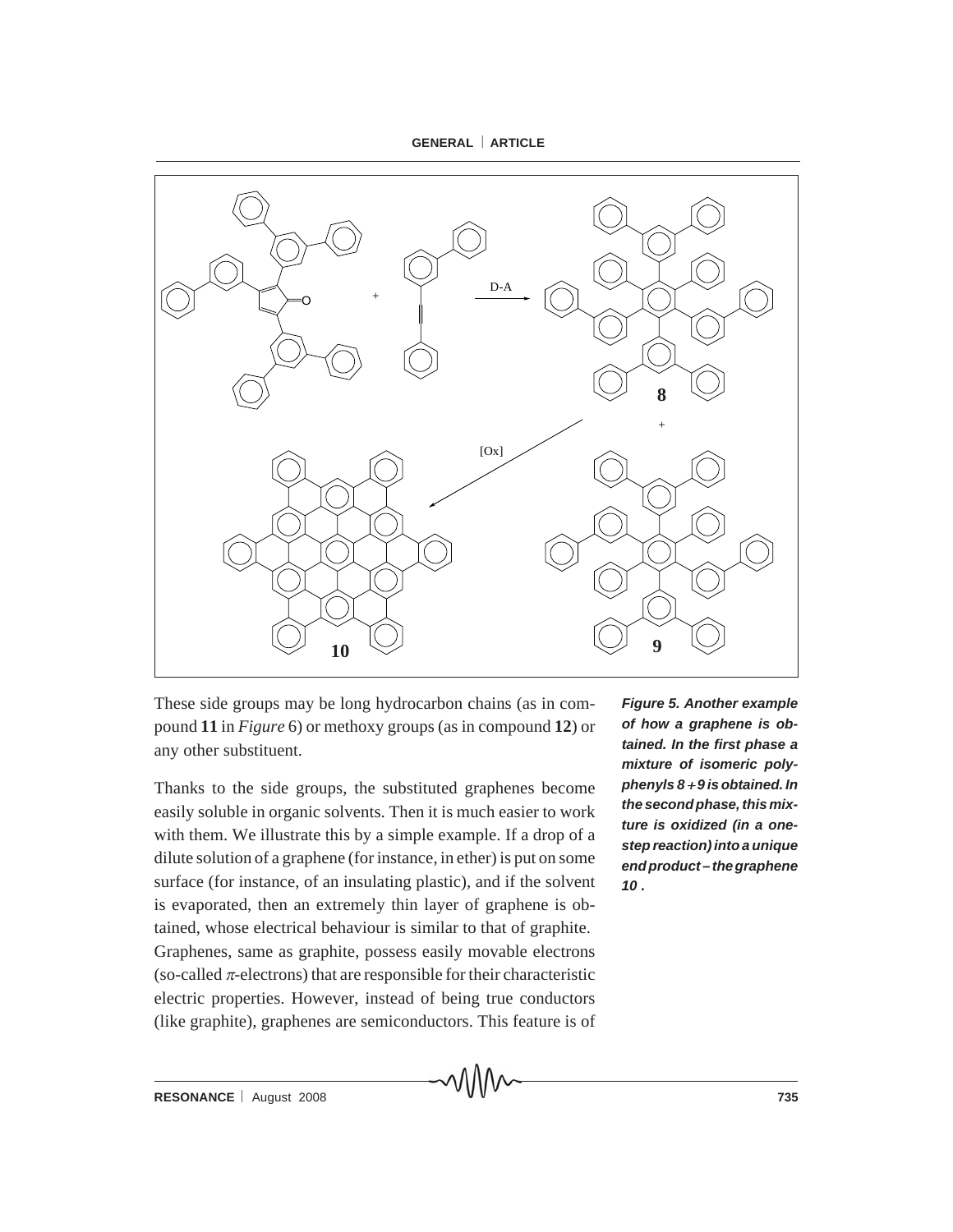These side groups may be long hydrocarbon chains (as in compound **11** in *Figure* 6) or methoxy groups (as in compound **12**) or any other substituent.

Thanks to the side groups, the substituted graphenes become easily soluble in organic solvents. Then it is much easier to work with them. We illustrate this by a simple example. If a drop of a dilute solution of a graphene (for instance, in ether) is put on some surface (for instance, of an insulating plastic), and if the solvent is evaporated, then an extremely thin layer of graphene is obtained, whose electrical behaviour is similar to that of graphite.

Graphenes, same as graphite, possess easily movable electrons (so-called $\pi$-electrons) that are responsible for their characteristic electric properties. However, instead of being true conductors (like graphite), graphenes are semiconductors. This feature is of

***Figure 5. Another example of how a graphene is obtained. In the first phase a mixture of isomeric polyphenyls 8 + 9 is obtained. In the second phase, this mixture is oxidized (in a one-step reaction) into a unique end product – the graphene 10 .***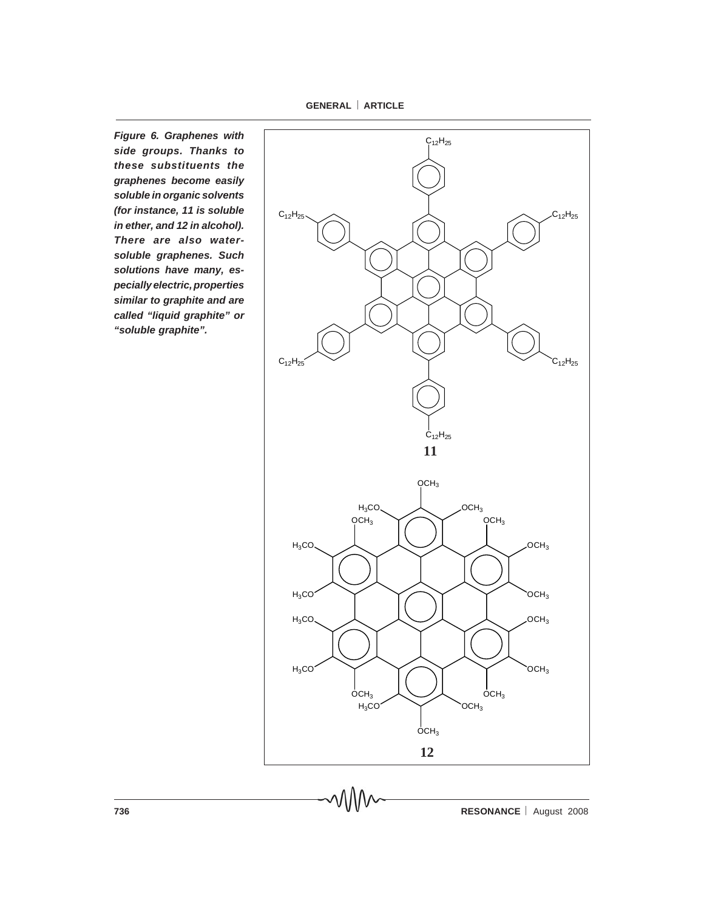***Figure 6. Graphenes with side groups. Thanks to these substituents the graphenes become easily soluble in organic solvents (for instance, 11 is soluble in ether, and 12 in alcohol). There are also water-soluble graphenes. Such solutions have many, especially electric, properties similar to graphite and are called "liquid graphite" or "soluble graphite".***

**11**

**12**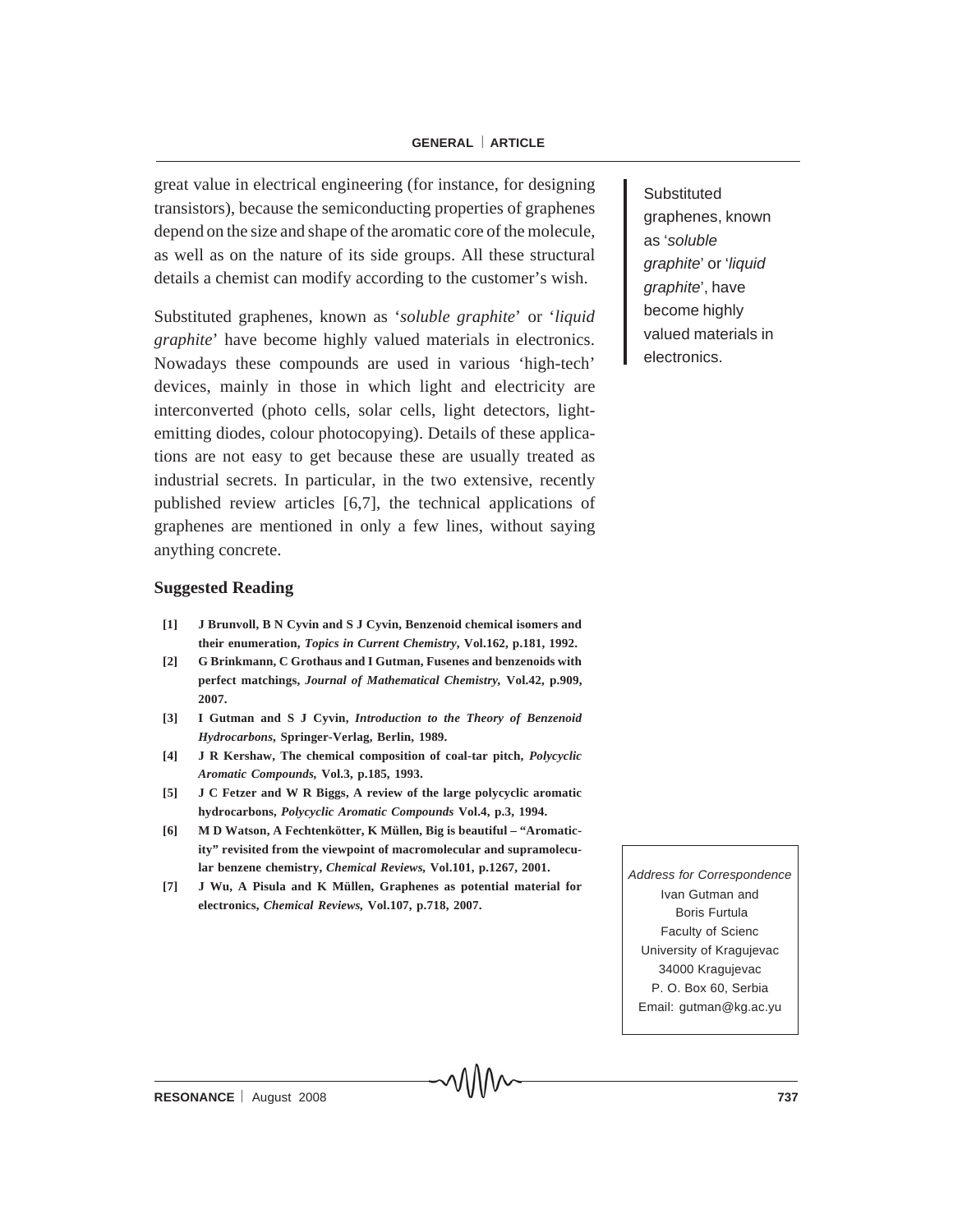great value in electrical engineering (for instance, for designing transistors), because the semiconducting properties of graphenes depend on the size and shape of the aromatic core of the molecule, as well as on the nature of its side groups. All these structural details a chemist can modify according to the customer's wish.

Substituted graphenes, known as '*soluble graphite*' or '*liquid graphite*' have become highly valued materials in electronics. Nowadays these compounds are used in various 'high-tech' devices, mainly in those in which light and electricity are interconverted (photo cells, solar cells, light detectors, light-emitting diodes, colour photocopying). Details of these applications are not easy to get because these are usually treated as industrial secrets. In particular, in the two extensive, recently published review articles [6,7], the technical applications of graphenes are mentioned in only a few lines, without saying anything concrete.

Substituted graphenes, known as '*soluble graphite*' or '*liquid graphite*', have become highly valued materials in electronics.

## Suggested Reading

**[1]** **J Brunvoll, B N Cyvin and S J Cyvin, Benzenoid chemical isomers and their enumeration, *Topics in Current Chemistry*, Vol.162, p.181, 1992.**

**[2]** **G Brinkmann, C Grothaus and I Gutman, Fusenes and benzenoids with perfect matchings, *Journal of Mathematical Chemistry*, Vol.42, p.909, 2007.**

**[3]** **I Gutman and S J Cyvin, *Introduction to the Theory of Benzenoid Hydrocarbons*, Springer-Verlag, Berlin, 1989.**

**[4]** **J R Kershaw, The chemical composition of coal-tar pitch, *Polycyclic Aromatic Compounds*, Vol.3, p.185, 1993.**

**[5]** **J C Fetzer and W R Biggs, A review of the large polycyclic aromatic hydrocarbons, *Polycyclic Aromatic Compounds* Vol.4, p.3, 1994.**

**[6]** **M D Watson, A Fechtenkötter, K Müllen, Big is beautiful – "Aromaticity" revisited from the viewpoint of macromolecular and supramolecular benzene chemistry, *Chemical Reviews*, Vol.101, p.1267, 2001.**

**[7]** **J Wu, A Pisula and K Müllen, Graphenes as potential material for electronics, *Chemical Reviews*, Vol.107, p.718, 2007.**

*Address for Correspondence*
Ivan Gutman and
Boris Furtula
Faculty of Scienc
University of Kragujevac
34000 Kragujevac
P. O. Box 60, Serbia
Email: gutman@kg.ac.yu